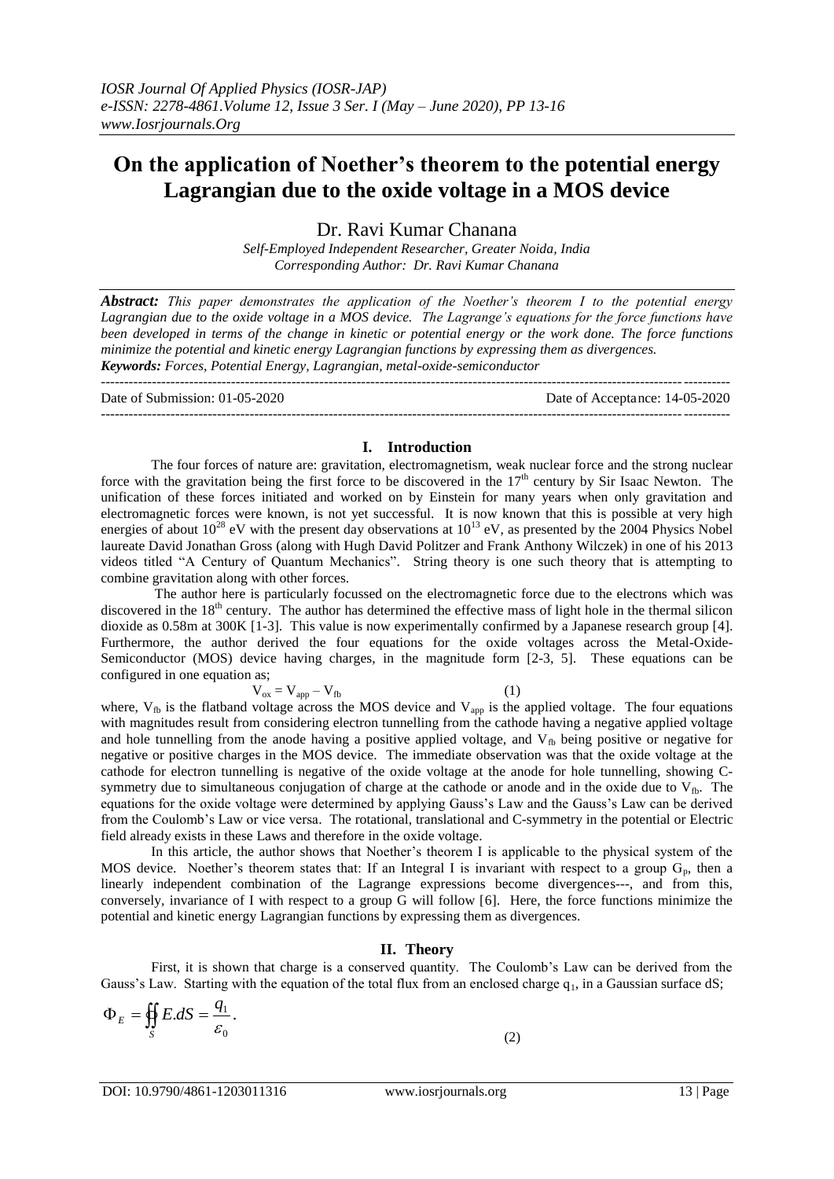# On the application of Noether's theorem to the potential energy Lagrangian due to the oxide voltage in a MOS device

Dr. Ravi Kumar Chanana

*Self-Employed Independent Researcher, Greater Noida, India*
*Corresponding Author: Dr. Ravi Kumar Chanana*

***Abstract:*** *This paper demonstrates the application of the Noether's theorem I to the potential energy Lagrangian due to the oxide voltage in a MOS device. The Lagrange's equations for the force functions have been developed in terms of the change in kinetic or potential energy or the work done. The force functions minimize the potential and kinetic energy Lagrangian functions by expressing them as divergences.*

***Keywords:*** *Forces, Potential Energy, Lagrangian, metal-oxide-semiconductor*

---

Date of Submission: 01-05-2020 Date of Acceptance: 14-05-2020

---

## I. Introduction

The four forces of nature are: gravitation, electromagnetism, weak nuclear force and the strong nuclear force with the gravitation being the first force to be discovered in the $17^{th}$ century by Sir Isaac Newton. The unification of these forces initiated and worked on by Einstein for many years when only gravitation and electromagnetic forces were known, is not yet successful. It is now known that this is possible at very high energies of about $10^{28}$ eV with the present day observations at $10^{13}$ eV, as presented by the 2004 Physics Nobel laureate David Jonathan Gross (along with Hugh David Politzer and Frank Anthony Wilczek) in one of his 2013 videos titled "A Century of Quantum Mechanics". String theory is one such theory that is attempting to combine gravitation along with other forces.

The author here is particularly focussed on the electromagnetic force due to the electrons which was discovered in the $18^{th}$ century. The author has determined the effective mass of light hole in the thermal silicon dioxide as 0.58m at 300K [1-3]. This value is now experimentally confirmed by a Japanese research group [4]. Furthermore, the author derived the four equations for the oxide voltages across the Metal-Oxide-Semiconductor (MOS) device having charges, in the magnitude form [2-3, 5]. These equations can be configured in one equation as;

$$V_{ox} = V_{app} - V_{fb} \tag{1}$$

where, $V_{fb}$ is the flatband voltage across the MOS device and $V_{app}$ is the applied voltage. The four equations with magnitudes result from considering electron tunnelling from the cathode having a negative applied voltage and hole tunnelling from the anode having a positive applied voltage, and $V_{fb}$ being positive or negative for negative or positive charges in the MOS device. The immediate observation was that the oxide voltage at the cathode for electron tunnelling is negative of the oxide voltage at the anode for hole tunnelling, showing C-symmetry due to simultaneous conjugation of charge at the cathode or anode and in the oxide due to $V_{fb}$. The equations for the oxide voltage were determined by applying Gauss's Law and the Gauss's Law can be derived from the Coulomb's Law or vice versa. The rotational, translational and C-symmetry in the potential or Electric field already exists in these Laws and therefore in the oxide voltage.

In this article, the author shows that Noether's theorem I is applicable to the physical system of the MOS device. Noether's theorem states that: If an Integral I is invariant with respect to a group $G_p$, then a linearly independent combination of the Lagrange expressions become divergences---, and from this, conversely, invariance of I with respect to a group G will follow [6]. Here, the force functions minimize the potential and kinetic energy Lagrangian functions by expressing them as divergences.

## II. Theory

First, it is shown that charge is a conserved quantity. The Coulomb's Law can be derived from the Gauss's Law. Starting with the equation of the total flux from an enclosed charge $q_1$, in a Gaussian surface dS;

$$\Phi_E = \oiint_S E.dS = \frac{q_1}{\varepsilon_0}. \tag{2}$$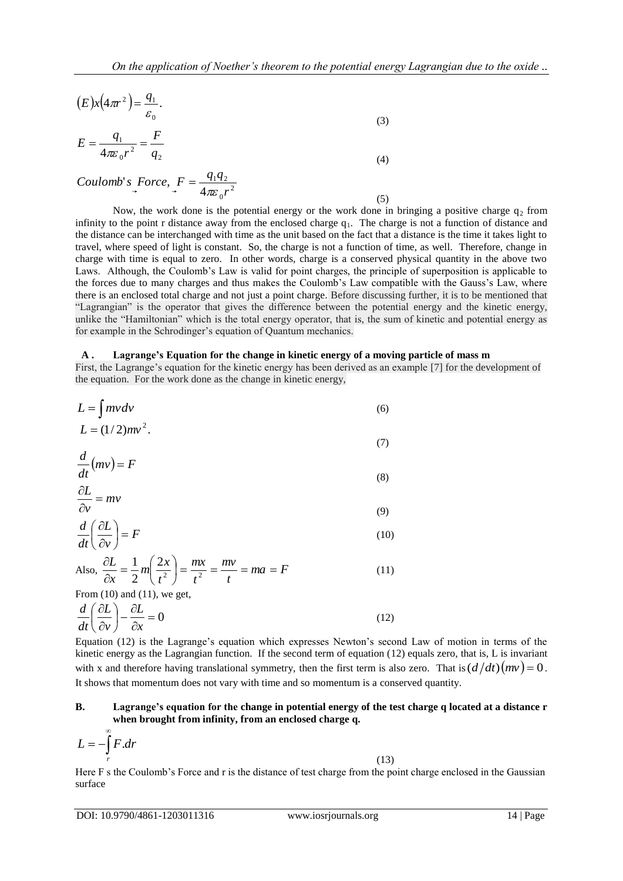$$(E)x\left(4\pi r^2\right) = \frac{q_1}{\varepsilon_0}. \tag{3}$$

$$E = \frac{q_1}{4\pi\varepsilon_0 r^2} = \frac{F}{q_2} \tag{4}$$

$$Coulomb's\ \underset{\rightarrow}{Force},\ \underset{\rightarrow}{F} = \frac{q_1 q_2}{4\pi\varepsilon_0 r^2} \tag{5}$$

Now, the work done is the potential energy or the work done in bringing a positive charge $q_2$ from infinity to the point r distance away from the enclosed charge $q_1$. The charge is not a function of distance and the distance can be interchanged with time as the unit based on the fact that a distance is the time it takes light to travel, where speed of light is constant. So, the charge is not a function of time, as well. Therefore, change in charge with time is equal to zero. In other words, charge is a conserved physical quantity in the above two Laws. Although, the Coulomb's Law is valid for point charges, the principle of superposition is applicable to the forces due to many charges and thus makes the Coulomb's Law compatible with the Gauss's Law, where there is an enclosed total charge and not just a point charge. Before discussing further, it is to be mentioned that "Lagrangian" is the operator that gives the difference between the potential energy and the kinetic energy, unlike the "Hamiltonian" which is the total energy operator, that is, the sum of kinetic and potential energy as for example in the Schrodinger's equation of Quantum mechanics.

### A . Lagrange's Equation for the change in kinetic energy of a moving particle of mass m

First, the Lagrange's equation for the kinetic energy has been derived as an example [7] for the development of the equation. For the work done as the change in kinetic energy,

$$L = \int mv\,dv \tag{6}$$

$$L = (1/2)mv^2. \tag{7}$$

$$\frac{d}{dt}(mv) = F \tag{8}$$

$$\frac{\partial L}{\partial v} = mv \tag{9}$$

$$\frac{d}{dt}\left(\frac{\partial L}{\partial v}\right) = F \tag{10}$$

$$\text{Also, } \frac{\partial L}{\partial x} = \frac{1}{2}m\left(\frac{2x}{t^2}\right) = \frac{mx}{t^2} = \frac{mv}{t} = ma = F \tag{11}$$

From (10) and (11), we get,

$$\frac{d}{dt}\left(\frac{\partial L}{\partial v}\right) - \frac{\partial L}{\partial x} = 0 \tag{12}$$

Equation (12) is the Lagrange's equation which expresses Newton's second Law of motion in terms of the kinetic energy as the Lagrangian function. If the second term of equation (12) equals zero, that is, L is invariant with x and therefore having translational symmetry, then the first term is also zero. That is $(d/dt)(mv) = 0$. It shows that momentum does not vary with time and so momentum is a conserved quantity.

### B. Lagrange's equation for the change in potential energy of the test charge q located at a distance r when brought from infinity, from an enclosed charge q.

$$L = -\int_r^\infty F.dr \tag{13}$$

Here F s the Coulomb's Force and r is the distance of test charge from the point charge enclosed in the Gaussian surface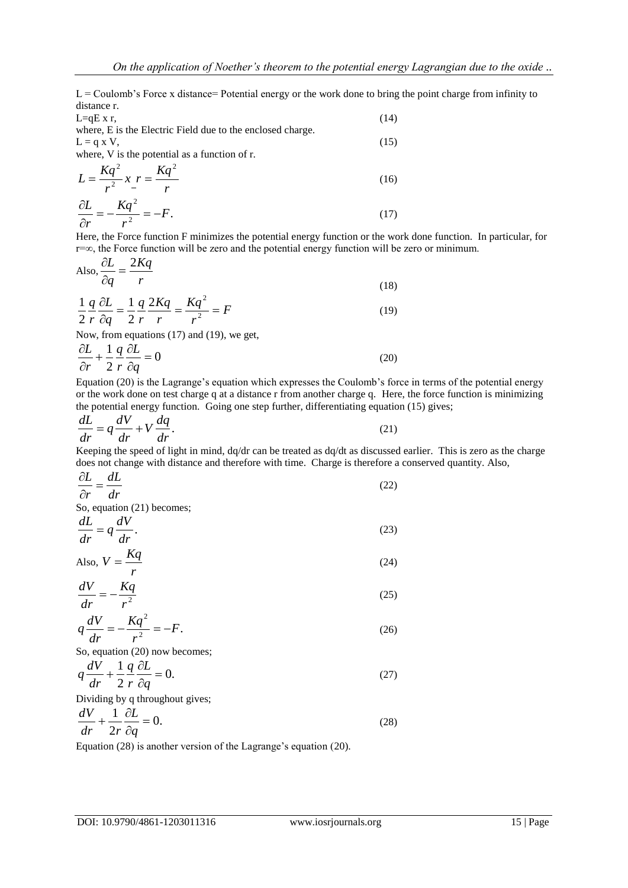L = Coulomb's Force x distance= Potential energy or the work done to bring the point charge from infinity to distance r.

$$L = qE \times r, \tag{14}$$

where, E is the Electric Field due to the enclosed charge.

$$L = q \times V, \tag{15}$$

where, V is the potential as a function of r.

$$L = \frac{Kq^2}{r^2} x\ r = \frac{Kq^2}{r} \tag{16}$$

$$\frac{\partial L}{\partial r} = -\frac{Kq^2}{r^2} = -F. \tag{17}$$

Here, the Force function F minimizes the potential energy function or the work done function. In particular, for $r=\infty$, the Force function will be zero and the potential energy function will be zero or minimum.

$$\text{Also, } \frac{\partial L}{\partial q} = \frac{2Kq}{r} \tag{18}$$

$$\frac{1}{2}\frac{q}{r}\frac{\partial L}{\partial q} = \frac{1}{2}\frac{q}{r}\frac{2Kq}{r} = \frac{Kq^2}{r^2} = F \tag{19}$$

Now, from equations (17) and (19), we get,

$$\frac{\partial L}{\partial r} + \frac{1}{2}\frac{q}{r}\frac{\partial L}{\partial q} = 0 \tag{20}$$

Equation (20) is the Lagrange's equation which expresses the Coulomb's force in terms of the potential energy or the work done on test charge q at a distance r from another charge q. Here, the force function is minimizing the potential energy function. Going one step further, differentiating equation (15) gives;

$$\frac{dL}{dr} = q\frac{dV}{dr} + V\frac{dq}{dr}. \tag{21}$$

Keeping the speed of light in mind, dq/dr can be treated as dq/dt as discussed earlier. This is zero as the charge does not change with distance and therefore with time. Charge is therefore a conserved quantity. Also,

$$\frac{\partial L}{\partial r} = \frac{dL}{dr} \tag{22}$$

So, equation (21) becomes;

$$\frac{dL}{dr} = q\frac{dV}{dr}. \tag{23}$$

$$\text{Also, } V = \frac{Kq}{r} \tag{24}$$

$$\frac{dV}{dr} = -\frac{Kq}{r^2} \tag{25}$$

$$q\frac{dV}{dr} = -\frac{Kq^2}{r^2} = -F. \tag{26}$$

So, equation (20) now becomes;

$$q\frac{dV}{dr} + \frac{1}{2}\frac{q}{r}\frac{\partial L}{\partial q} = 0. \tag{27}$$

Dividing by q throughout gives;

$$\frac{dV}{dr} + \frac{1}{2r}\frac{\partial L}{\partial q} = 0. \tag{28}$$

Equation (28) is another version of the Lagrange's equation (20).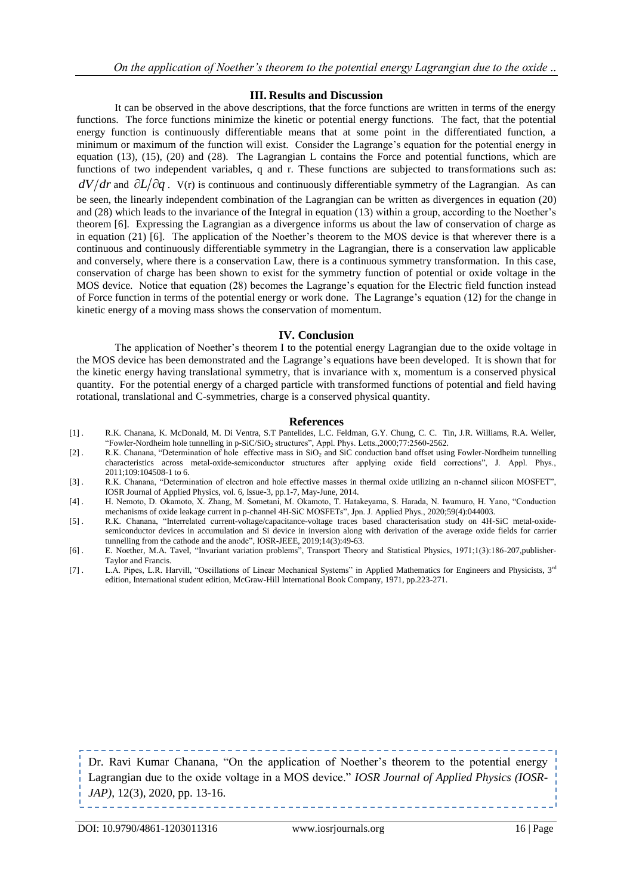## III. Results and Discussion

It can be observed in the above descriptions, that the force functions are written in terms of the energy functions. The force functions minimize the kinetic or potential energy functions. The fact, that the potential energy function is continuously differentiable means that at some point in the differentiated function, a minimum or maximum of the function will exist. Consider the Lagrange's equation for the potential energy in equation (13), (15), (20) and (28). The Lagrangian L contains the Force and potential functions, which are functions of two independent variables, q and r. These functions are subjected to transformations such as: $dV/dr$ and $\partial L/\partial q$. V(r) is continuous and continuously differentiable symmetry of the Lagrangian. As can be seen, the linearly independent combination of the Lagrangian can be written as divergences in equation (20) and (28) which leads to the invariance of the Integral in equation (13) within a group, according to the Noether's theorem [6]. Expressing the Lagrangian as a divergence informs us about the law of conservation of charge as in equation (21) [6]. The application of the Noether's theorem to the MOS device is that wherever there is a continuous and continuously differentiable symmetry in the Lagrangian, there is a conservation law applicable and conversely, where there is a conservation Law, there is a continuous symmetry transformation. In this case, conservation of charge has been shown to exist for the symmetry function of potential or oxide voltage in the MOS device. Notice that equation (28) becomes the Lagrange's equation for the Electric field function instead of Force function in terms of the potential energy or work done. The Lagrange's equation (12) for the change in kinetic energy of a moving mass shows the conservation of momentum.

## IV. Conclusion

The application of Noether's theorem I to the potential energy Lagrangian due to the oxide voltage in the MOS device has been demonstrated and the Lagrange's equations have been developed. It is shown that for the kinetic energy having translational symmetry, that is invariance with x, momentum is a conserved physical quantity. For the potential energy of a charged particle with transformed functions of potential and field having rotational, translational and C-symmetries, charge is a conserved physical quantity.

## References

[1]. R.K. Chanana, K. McDonald, M. Di Ventra, S.T Pantelides, L.C. Feldman, G.Y. Chung, C. C. Tin, J.R. Williams, R.A. Weller, "Fowler-Nordheim hole tunnelling in p-SiC/$SiO_2$ structures", Appl. Phys. Letts.,2000;77:2560-2562.

[2]. R.K. Chanana, "Determination of hole effective mass in $SiO_2$ and SiC conduction band offset using Fowler-Nordheim tunnelling characteristics across metal-oxide-semiconductor structures after applying oxide field corrections", J. Appl. Phys., 2011;109:104508-1 to 6.

[3]. R.K. Chanana, "Determination of electron and hole effective masses in thermal oxide utilizing an n-channel silicon MOSFET", IOSR Journal of Applied Physics, vol. 6, Issue-3, pp.1-7, May-June, 2014.

[4]. H. Nemoto, D. Okamoto, X. Zhang, M. Sometani, M. Okamoto, T. Hatakeyama, S. Harada, N. Iwamuro, H. Yano, "Conduction mechanisms of oxide leakage current in p-channel 4H-SiC MOSFETs", Jpn. J. Applied Phys., 2020;59(4):044003.

[5]. R.K. Chanana, "Interrelated current-voltage/capacitance-voltage traces based characterisation study on 4H-SiC metal-oxide-semiconductor devices in accumulation and Si device in inversion along with derivation of the average oxide fields for carrier tunnelling from the cathode and the anode", IOSR-JEEE, 2019;14(3):49-63.

[6]. E. Noether, M.A. Tavel, "Invariant variation problems", Transport Theory and Statistical Physics, 1971;1(3):186-207,publisher-Taylor and Francis.

[7]. L.A. Pipes, L.R. Harvill, "Oscillations of Linear Mechanical Systems" in Applied Mathematics for Engineers and Physicists, 3rd edition, International student edition, McGraw-Hill International Book Company, 1971, pp.223-271.

Dr. Ravi Kumar Chanana, "On the application of Noether's theorem to the potential energy Lagrangian due to the oxide voltage in a MOS device." *IOSR Journal of Applied Physics (IOSR-JAP)*, 12(3), 2020, pp. 13-16.